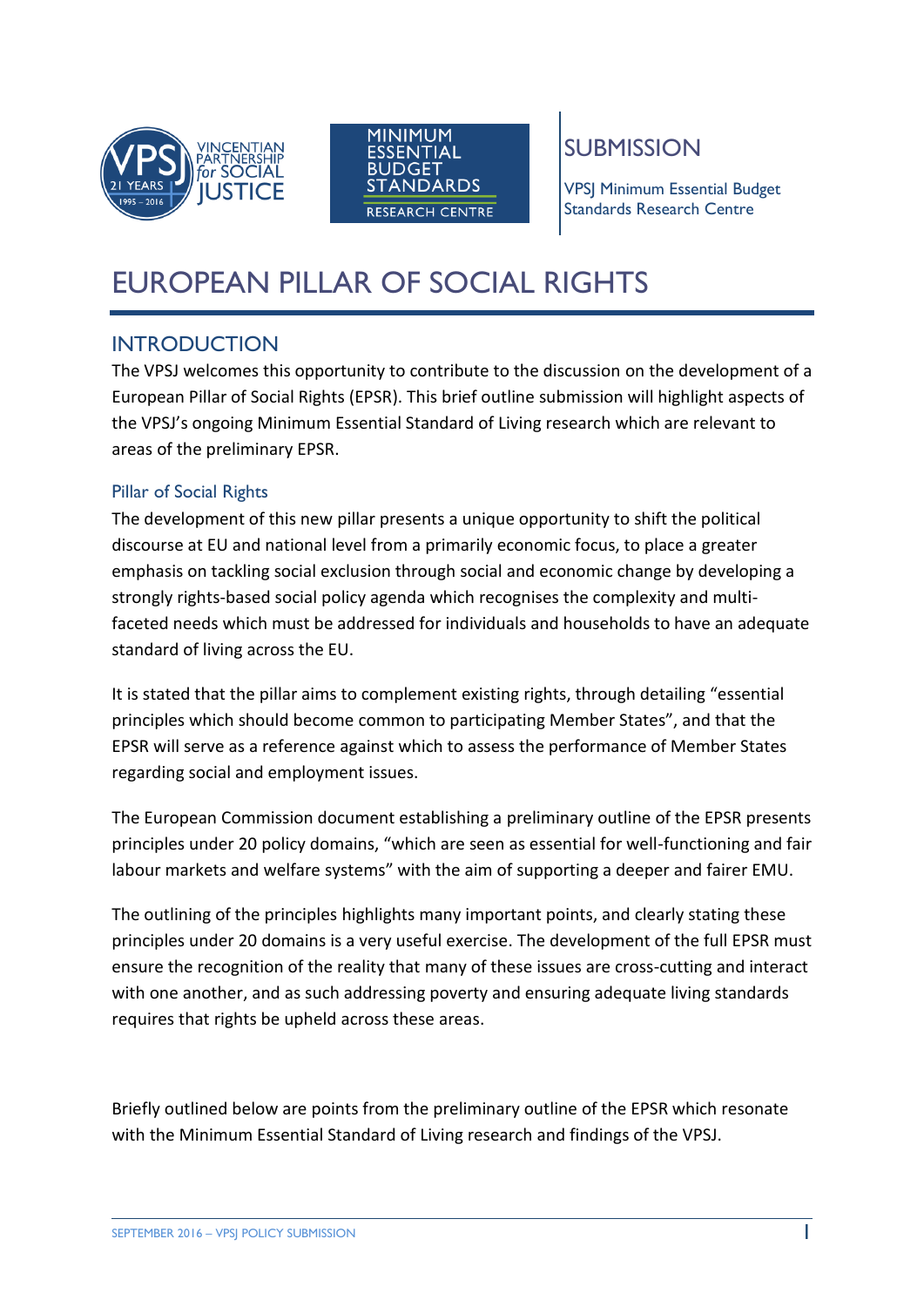SUBMISSION

VPSJ Minimum Essential Budget Standards Research Centre

# EUROPEAN PILLAR OF SOCIAL RIGHTS

## INTRODUCTION

The VPSJ welcomes this opportunity to contribute to the discussion on the development of a European Pillar of Social Rights (EPSR). This brief outline submission will highlight aspects of the VPSJ's ongoing Minimum Essential Standard of Living research which are relevant to areas of the preliminary EPSR.

### Pillar of Social Rights

The development of this new pillar presents a unique opportunity to shift the political discourse at EU and national level from a primarily economic focus, to place a greater emphasis on tackling social exclusion through social and economic change by developing a strongly rights-based social policy agenda which recognises the complexity and multi-faceted needs which must be addressed for individuals and households to have an adequate standard of living across the EU.

It is stated that the pillar aims to complement existing rights, through detailing "essential principles which should become common to participating Member States", and that the EPSR will serve as a reference against which to assess the performance of Member States regarding social and employment issues.

The European Commission document establishing a preliminary outline of the EPSR presents principles under 20 policy domains, "which are seen as essential for well-functioning and fair labour markets and welfare systems" with the aim of supporting a deeper and fairer EMU.

The outlining of the principles highlights many important points, and clearly stating these principles under 20 domains is a very useful exercise. The development of the full EPSR must ensure the recognition of the reality that many of these issues are cross-cutting and interact with one another, and as such addressing poverty and ensuring adequate living standards requires that rights be upheld across these areas.

Briefly outlined below are points from the preliminary outline of the EPSR which resonate with the Minimum Essential Standard of Living research and findings of the VPSJ.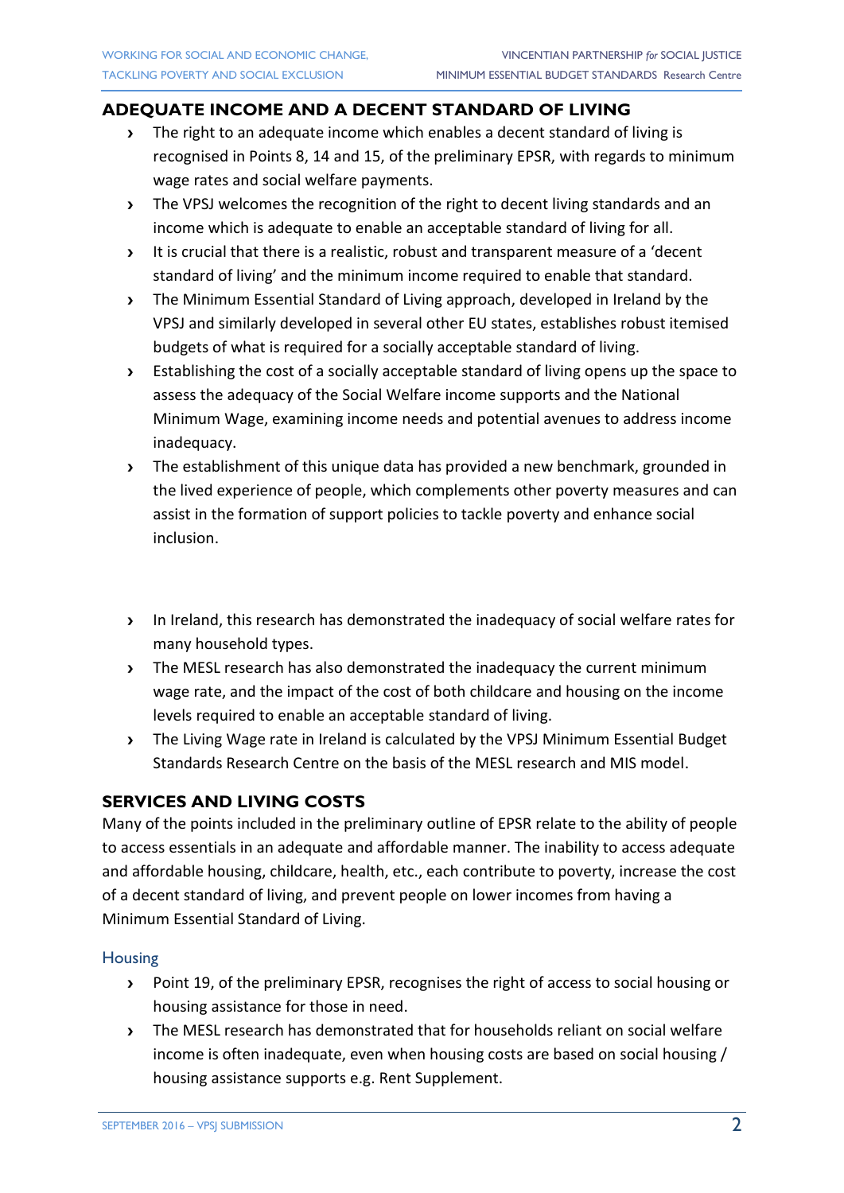## ADEQUATE INCOME AND A DECENT STANDARD OF LIVING

- The right to an adequate income which enables a decent standard of living is recognised in Points 8, 14 and 15, of the preliminary EPSR, with regards to minimum wage rates and social welfare payments.
- The VPSJ welcomes the recognition of the right to decent living standards and an income which is adequate to enable an acceptable standard of living for all.
- It is crucial that there is a realistic, robust and transparent measure of a 'decent standard of living' and the minimum income required to enable that standard.
- The Minimum Essential Standard of Living approach, developed in Ireland by the VPSJ and similarly developed in several other EU states, establishes robust itemised budgets of what is required for a socially acceptable standard of living.
- Establishing the cost of a socially acceptable standard of living opens up the space to assess the adequacy of the Social Welfare income supports and the National Minimum Wage, examining income needs and potential avenues to address income inadequacy.
- The establishment of this unique data has provided a new benchmark, grounded in the lived experience of people, which complements other poverty measures and can assist in the formation of support policies to tackle poverty and enhance social inclusion.

- In Ireland, this research has demonstrated the inadequacy of social welfare rates for many household types.
- The MESL research has also demonstrated the inadequacy the current minimum wage rate, and the impact of the cost of both childcare and housing on the income levels required to enable an acceptable standard of living.
- The Living Wage rate in Ireland is calculated by the VPSJ Minimum Essential Budget Standards Research Centre on the basis of the MESL research and MIS model.

## SERVICES AND LIVING COSTS

Many of the points included in the preliminary outline of EPSR relate to the ability of people to access essentials in an adequate and affordable manner. The inability to access adequate and affordable housing, childcare, health, etc., each contribute to poverty, increase the cost of a decent standard of living, and prevent people on lower incomes from having a Minimum Essential Standard of Living.

### Housing

- Point 19, of the preliminary EPSR, recognises the right of access to social housing or housing assistance for those in need.
- The MESL research has demonstrated that for households reliant on social welfare income is often inadequate, even when housing costs are based on social housing / housing assistance supports e.g. Rent Supplement.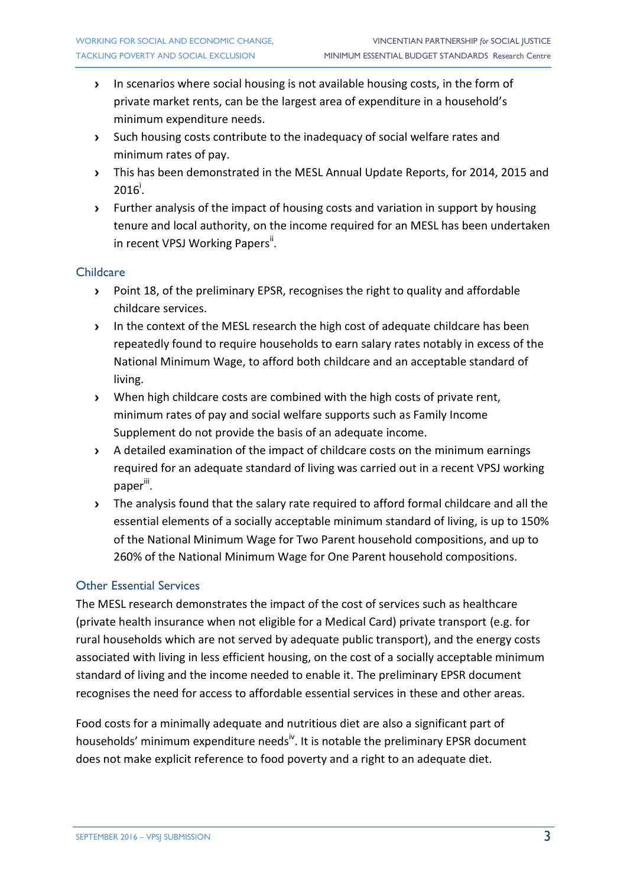- In scenarios where social housing is not available housing costs, in the form of private market rents, can be the largest area of expenditure in a household's minimum expenditure needs.
- Such housing costs contribute to the inadequacy of social welfare rates and minimum rates of pay.
- This has been demonstrated in the MESL Annual Update Reports, for 2014, 2015 and 2016[i].
- Further analysis of the impact of housing costs and variation in support by housing tenure and local authority, on the income required for an MESL has been undertaken in recent VPSJ Working Papers[ii].

### Childcare

- Point 18, of the preliminary EPSR, recognises the right to quality and affordable childcare services.
- In the context of the MESL research the high cost of adequate childcare has been repeatedly found to require households to earn salary rates notably in excess of the National Minimum Wage, to afford both childcare and an acceptable standard of living.
- When high childcare costs are combined with the high costs of private rent, minimum rates of pay and social welfare supports such as Family Income Supplement do not provide the basis of an adequate income.
- A detailed examination of the impact of childcare costs on the minimum earnings required for an adequate standard of living was carried out in a recent VPSJ working paper[iii].
- The analysis found that the salary rate required to afford formal childcare and all the essential elements of a socially acceptable minimum standard of living, is up to 150% of the National Minimum Wage for Two Parent household compositions, and up to 260% of the National Minimum Wage for One Parent household compositions.

### Other Essential Services

The MESL research demonstrates the impact of the cost of services such as healthcare (private health insurance when not eligible for a Medical Card) private transport (e.g. for rural households which are not served by adequate public transport), and the energy costs associated with living in less efficient housing, on the cost of a socially acceptable minimum standard of living and the income needed to enable it. The preliminary EPSR document recognises the need for access to affordable essential services in these and other areas.

Food costs for a minimally adequate and nutritious diet are also a significant part of households' minimum expenditure needs[iv]. It is notable the preliminary EPSR document does not make explicit reference to food poverty and a right to an adequate diet.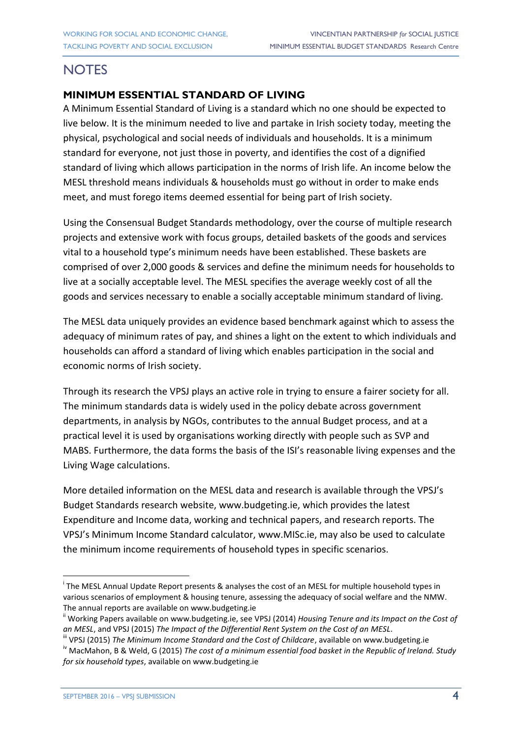# NOTES

## MINIMUM ESSENTIAL STANDARD OF LIVING

A Minimum Essential Standard of Living is a standard which no one should be expected to live below. It is the minimum needed to live and partake in Irish society today, meeting the physical, psychological and social needs of individuals and households. It is a minimum standard for everyone, not just those in poverty, and identifies the cost of a dignified standard of living which allows participation in the norms of Irish life. An income below the MESL threshold means individuals & households must go without in order to make ends meet, and must forego items deemed essential for being part of Irish society.

Using the Consensual Budget Standards methodology, over the course of multiple research projects and extensive work with focus groups, detailed baskets of the goods and services vital to a household type's minimum needs have been established. These baskets are comprised of over 2,000 goods & services and define the minimum needs for households to live at a socially acceptable level. The MESL specifies the average weekly cost of all the goods and services necessary to enable a socially acceptable minimum standard of living.

The MESL data uniquely provides an evidence based benchmark against which to assess the adequacy of minimum rates of pay, and shines a light on the extent to which individuals and households can afford a standard of living which enables participation in the social and economic norms of Irish society.

Through its research the VPSJ plays an active role in trying to ensure a fairer society for all. The minimum standards data is widely used in the policy debate across government departments, in analysis by NGOs, contributes to the annual Budget process, and at a practical level it is used by organisations working directly with people such as SVP and MABS. Furthermore, the data forms the basis of the ISI's reasonable living expenses and the Living Wage calculations.

More detailed information on the MESL data and research is available through the VPSJ's Budget Standards research website, www.budgeting.ie, which provides the latest Expenditure and Income data, working and technical papers, and research reports. The VPSJ's Minimum Income Standard calculator, www.MISc.ie, may also be used to calculate the minimum income requirements of household types in specific scenarios.

---

[i] The MESL Annual Update Report presents & analyses the cost of an MESL for multiple household types in various scenarios of employment & housing tenure, assessing the adequacy of social welfare and the NMW. The annual reports are available on www.budgeting.ie

[ii] Working Papers available on www.budgeting.ie, see VPSJ (2014) *Housing Tenure and its Impact on the Cost of an MESL*, and VPSJ (2015) *The Impact of the Differential Rent System on the Cost of an MESL*.

[iii] VPSJ (2015) *The Minimum Income Standard and the Cost of Childcare*, available on www.budgeting.ie

[iv] MacMahon, B & Weld, G (2015) *The cost of a minimum essential food basket in the Republic of Ireland. Study for six household types*, available on www.budgeting.ie